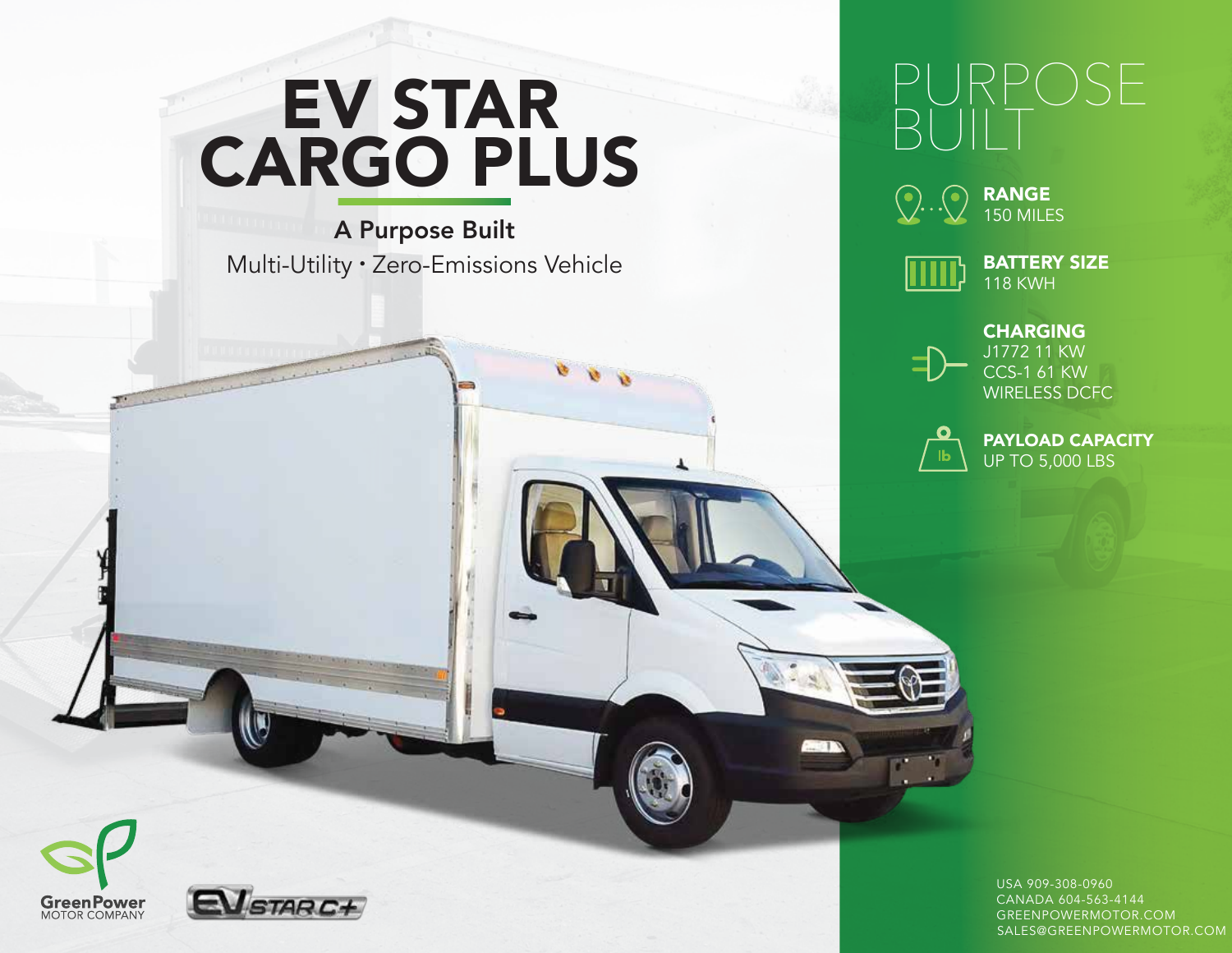# EV STAR CARGO PLUS

**A Purpose Built**

Multi-Utility • Zero-Emissions Vehicle

## PURPOSE BUILT

**RANGE**
150 MILES

**BATTERY SIZE**
118 KWH

**CHARGING**
J1772 11 KW
CCS-1 61 KW
WIRELESS DCFC

**PAYLOAD CAPACITY**
UP TO 5,000 LBS

GreenPower
MOTOR COMPANY

EV STAR C+

USA 909-308-0960
CANADA 604-563-4144
GREENPOWERMOTOR.COM
SALES@GREENPOWERMOTOR.COM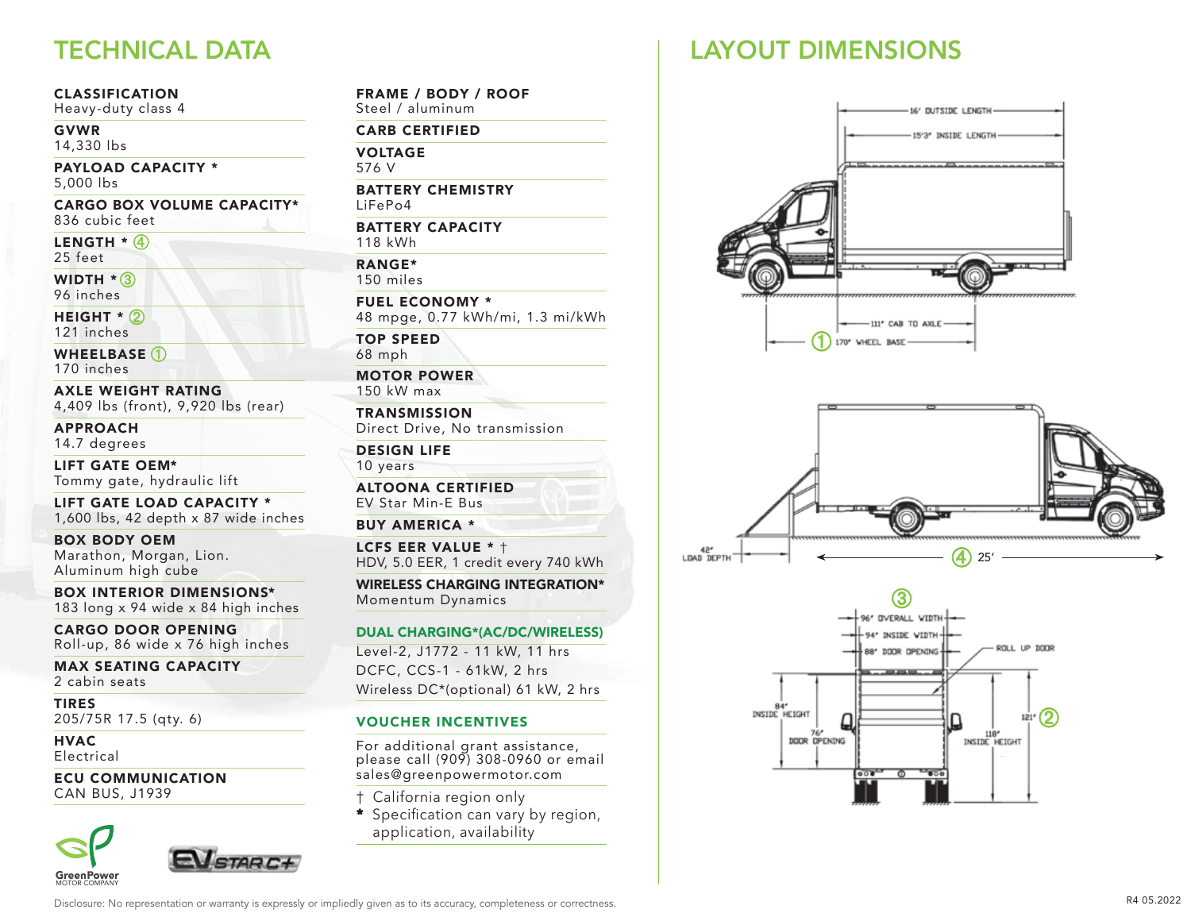## TECHNICAL DATA

**CLASSIFICATION**
Heavy-duty class 4

**GVWR**
14,330 lbs

**PAYLOAD CAPACITY ***
5,000 lbs

**CARGO BOX VOLUME CAPACITY***
836 cubic feet

**LENGTH * ④**
25 feet

**WIDTH * ③**
96 inches

**HEIGHT * ②**
121 inches

**WHEELBASE ①**
170 inches

**AXLE WEIGHT RATING**
4,409 lbs (front), 9,920 lbs (rear)

**APPROACH**
14.7 degrees

**LIFT GATE OEM***
Tommy gate, hydraulic lift

**LIFT GATE LOAD CAPACITY ***
1,600 lbs, 42 depth x 87 wide inches

**BOX BODY OEM**
Marathon, Morgan, Lion.
Aluminum high cube

**BOX INTERIOR DIMENSIONS***
183 long x 94 wide x 84 high inches

**CARGO DOOR OPENING**
Roll-up, 86 wide x 76 high inches

**MAX SEATING CAPACITY**
2 cabin seats

**TIRES**
205/75R 17.5 (qty. 6)

**HVAC**
Electrical

**ECU COMMUNICATION**
CAN BUS, J1939

**FRAME / BODY / ROOF**
Steel / aluminum

**CARB CERTIFIED**

**VOLTAGE**
576 V

**BATTERY CHEMISTRY**
LiFePo4

**BATTERY CAPACITY**
118 kWh

**RANGE***
150 miles

**FUEL ECONOMY ***
48 mpge, 0.77 kWh/mi, 1.3 mi/kWh

**TOP SPEED**
68 mph

**MOTOR POWER**
150 kW max

**TRANSMISSION**
Direct Drive, No transmission

**DESIGN LIFE**
10 years

**ALTOONA CERTIFIED**
EV Star Min-E Bus

**BUY AMERICA ***

**LCFS EER VALUE * †**
HDV, 5.0 EER, 1 credit every 740 kWh

**WIRELESS CHARGING INTEGRATION***
Momentum Dynamics

### DUAL CHARGING*(AC/DC/WIRELESS)

Level-2, J1772 - 11 kW, 11 hrs
DCFC, CCS-1 - 61kW, 2 hrs
Wireless DC*(optional) 61 kW, 2 hrs

### VOUCHER INCENTIVES

For additional grant assistance, please call (909) 308-0960 or email sales@greenpowermotor.com

† California region only
* Specification can vary by region, application, availability

GreenPower MOTOR COMPANY

EV STAR C+

## LAYOUT DIMENSIONS

16' OUTSIDE LENGTH
15'3" INSIDE LENGTH
111" CAB TO AXLE
① 170" WHEEL BASE

42" LOAD DEPTH
④ 25'

③
96" OVERALL WIDTH
94" INSIDE WIDTH
88" DOOR OPENING
ROLL UP DOOR
84" INSIDE HEIGHT
76" DOOR OPENING
118" INSIDE HEIGHT
121" ②

Disclosure: No representation or warranty is expressly or impliedly given as to its accuracy, completeness or correctness.

R4 05.2022